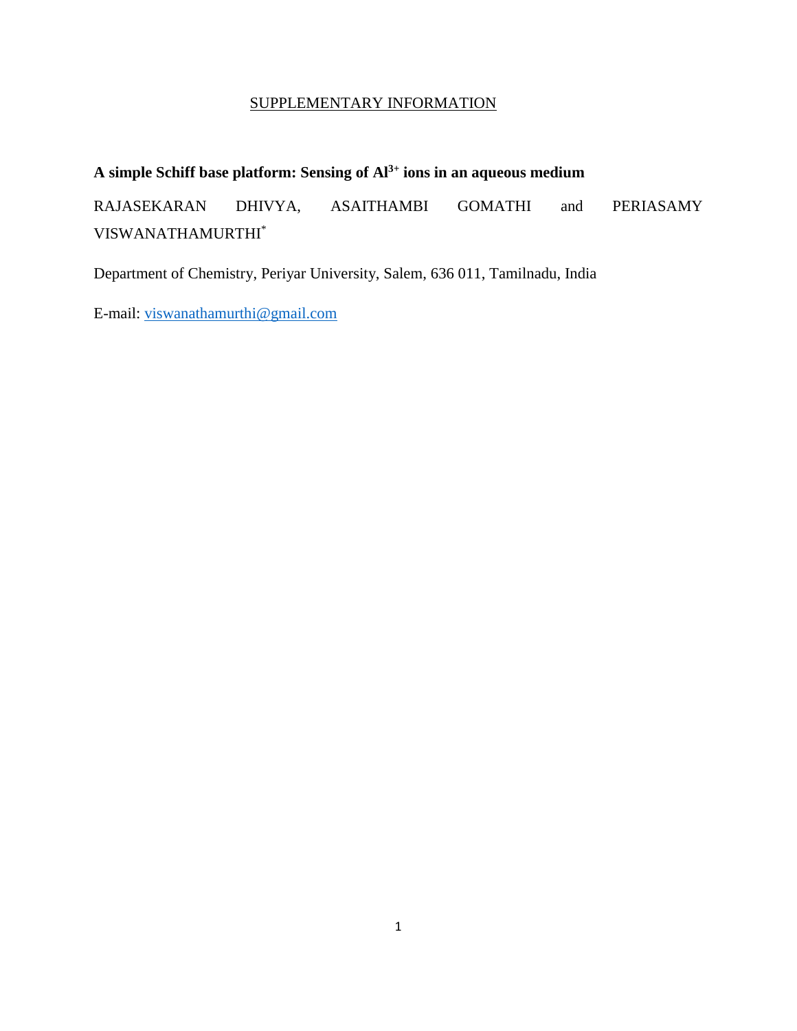SUPPLEMENTARY INFORMATION

# A simple Schiff base platform: Sensing of $Al^{3+}$ ions in an aqueous medium

RAJASEKARAN DHIVYA, ASAITHAMBI GOMATHI and PERIASAMY VISWANATHAMURTHI*

Department of Chemistry, Periyar University, Salem, 636 011, Tamilnadu, India

E-mail: viswanathamurthi@gmail.com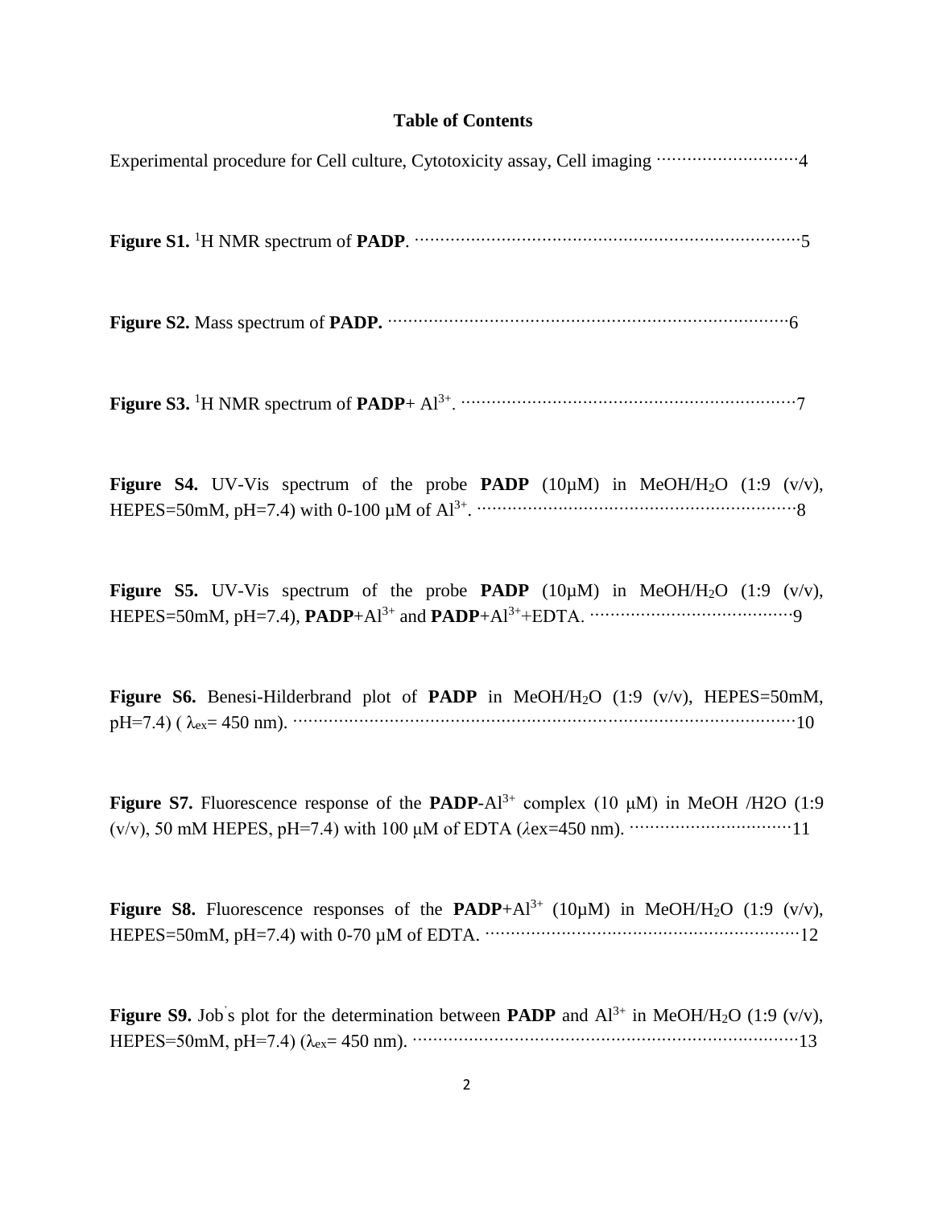# Table of Contents

Experimental procedure for Cell culture, Cytotoxicity assay, Cell imaging ··························4

**Figure S1.** $^{1}H$ NMR spectrum of **PADP**. ··························································5

**Figure S2.** Mass spectrum of **PADP.** ··························································6

**Figure S3.** $^{1}H$ NMR spectrum of **PADP**+ $Al^{3+}$. ··························································7

**Figure S4.** UV-Vis spectrum of the probe **PADP** (10μM) in MeOH/$H_2O$ (1:9 (v/v), HEPES=50mM, pH=7.4) with 0-100 μM of $Al^{3+}$. ··························································8

**Figure S5.** UV-Vis spectrum of the probe **PADP** (10μM) in MeOH/$H_2O$ (1:9 (v/v), HEPES=50mM, pH=7.4), **PADP**+$Al^{3+}$ and **PADP**+$Al^{3+}$+EDTA. ··································9

**Figure S6.** Benesi-Hilderbrand plot of **PADP** in MeOH/$H_2O$ (1:9 (v/v), HEPES=50mM, pH=7.4) ( $\lambda_{ex}$= 450 nm). ··························································10

**Figure S7.** Fluorescence response of the **PADP**-$Al^{3+}$ complex (10 μM) in MeOH /H2O (1:9 (v/v), 50 mM HEPES, pH=7.4) with 100 μM of EDTA ($\lambda$ex=450 nm). ··························11

**Figure S8.** Fluorescence responses of the **PADP**+$Al^{3+}$ (10μM) in MeOH/$H_2O$ (1:9 (v/v), HEPES=50mM, pH=7.4) with 0-70 μM of EDTA. ··························································12

**Figure S9.** Job's plot for the determination between **PADP** and $Al^{3+}$ in MeOH/$H_2O$ (1:9 (v/v), HEPES=50mM, pH=7.4) ($\lambda_{ex}$= 450 nm). ··························································13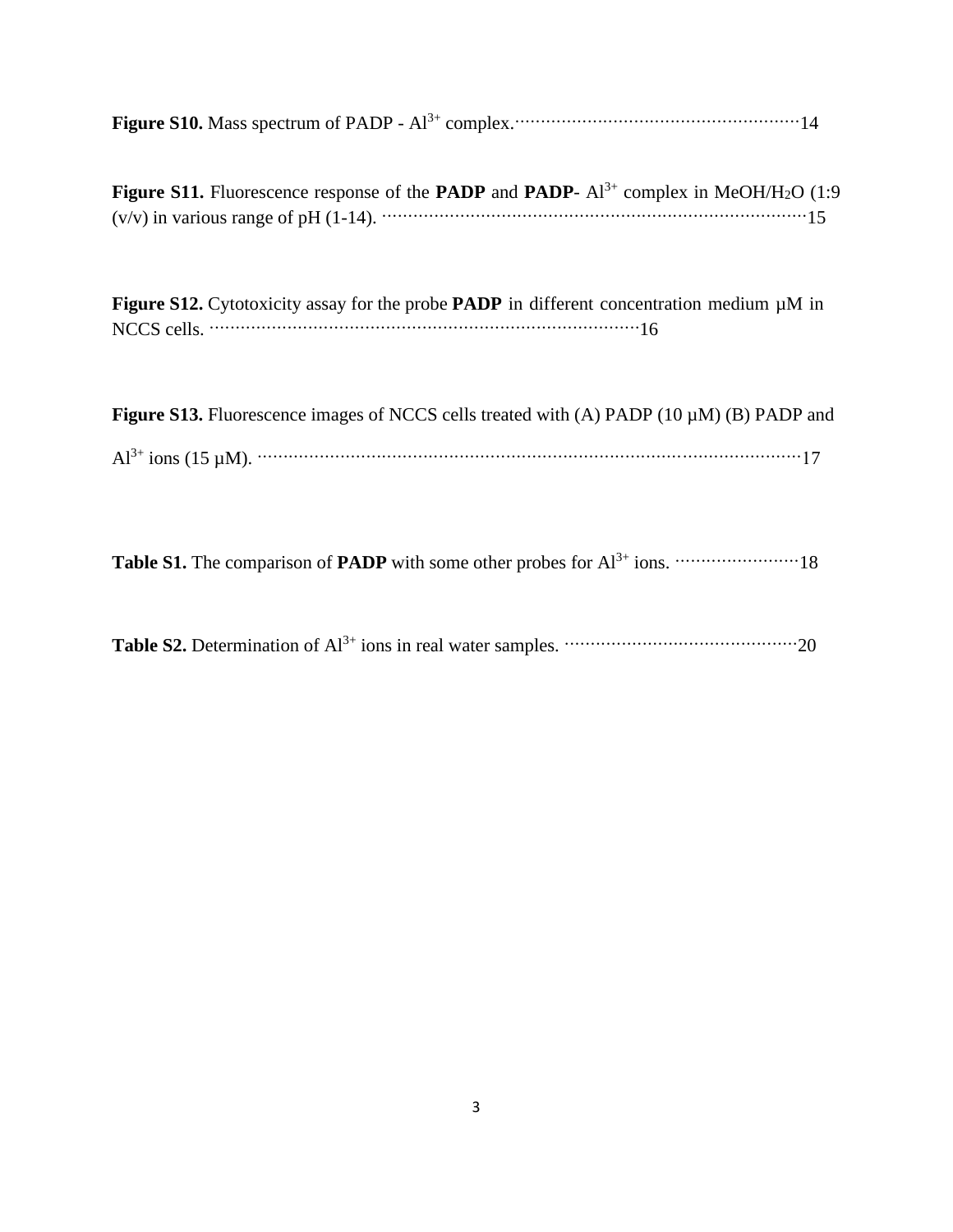**Figure S10.** Mass spectrum of PADP - $Al^{3+}$ complex.·······················································14

**Figure S11.** Fluorescence response of the **PADP** and **PADP**- $Al^{3+}$ complex in MeOH/$H_2O$ (1:9 (v/v) in various range of pH (1-14). ·································································································15

**Figure S12.** Cytotoxicity assay for the probe **PADP** in different concentration medium µM in NCCS cells. ··································································································16

**Figure S13.** Fluorescence images of NCCS cells treated with (A) PADP (10 µM) (B) PADP and $Al^{3+}$ ions (15 µM). ·························································································································17

**Table S1.** The comparison of **PADP** with some other probes for $Al^{3+}$ ions. ························18

**Table S2.** Determination of $Al^{3+}$ ions in real water samples. ·············································20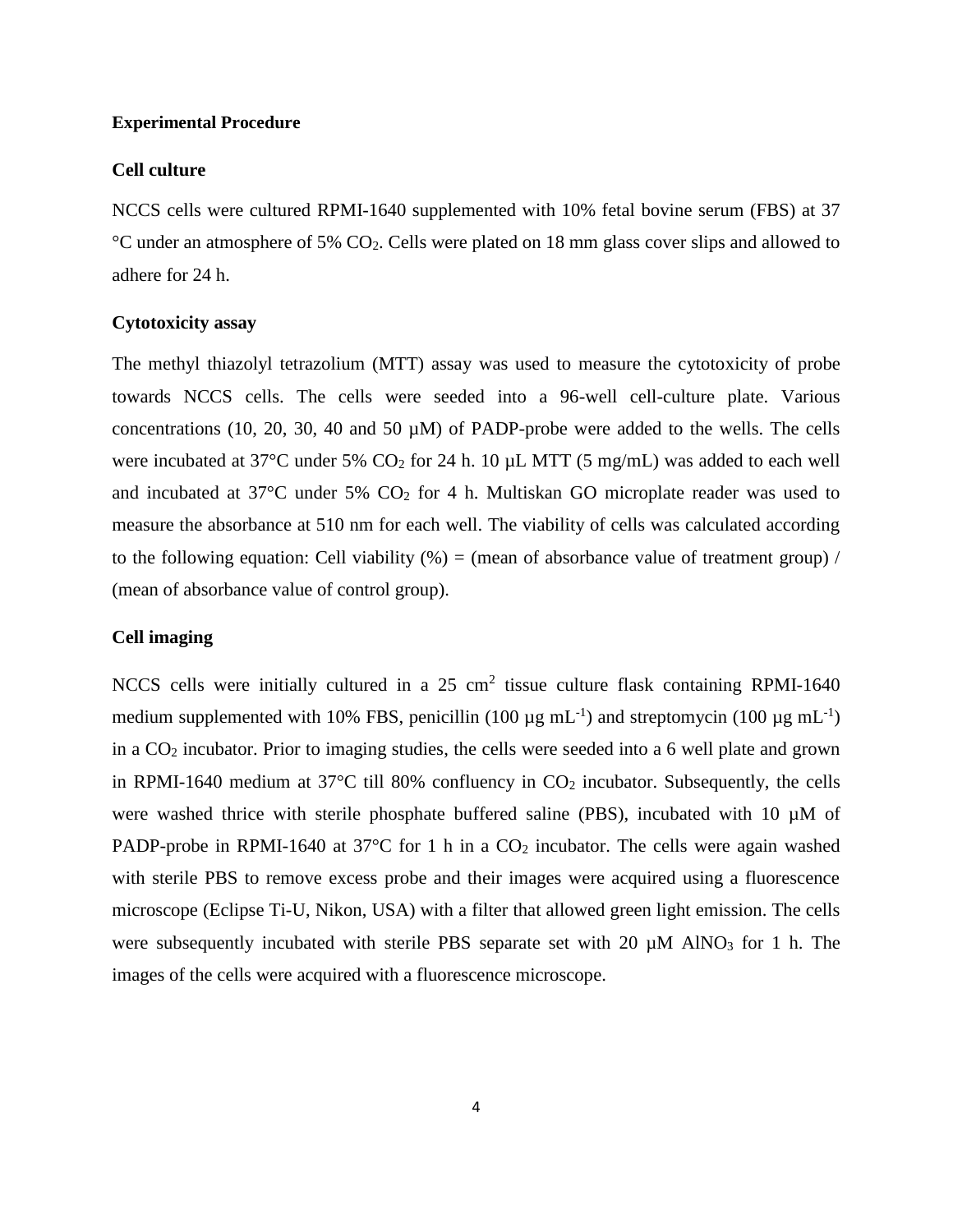**Experimental Procedure**

**Cell culture**

NCCS cells were cultured RPMI-1640 supplemented with 10% fetal bovine serum (FBS) at 37 °C under an atmosphere of 5% $CO_2$. Cells were plated on 18 mm glass cover slips and allowed to adhere for 24 h.

**Cytotoxicity assay**

The methyl thiazolyl tetrazolium (MTT) assay was used to measure the cytotoxicity of probe towards NCCS cells. The cells were seeded into a 96-well cell-culture plate. Various concentrations (10, 20, 30, 40 and 50 µM) of PADP-probe were added to the wells. The cells were incubated at 37°C under 5% $CO_2$ for 24 h. 10 µL MTT (5 mg/mL) was added to each well and incubated at 37°C under 5% $CO_2$ for 4 h. Multiskan GO microplate reader was used to measure the absorbance at 510 nm for each well. The viability of cells was calculated according to the following equation: Cell viability (%) = (mean of absorbance value of treatment group) / (mean of absorbance value of control group).

**Cell imaging**

NCCS cells were initially cultured in a 25 $cm^2$ tissue culture flask containing RPMI-1640 medium supplemented with 10% FBS, penicillin (100 µg $mL^{-1}$) and streptomycin (100 µg $mL^{-1}$) in a $CO_2$ incubator. Prior to imaging studies, the cells were seeded into a 6 well plate and grown in RPMI-1640 medium at 37°C till 80% confluency in $CO_2$ incubator. Subsequently, the cells were washed thrice with sterile phosphate buffered saline (PBS), incubated with 10 µM of PADP-probe in RPMI-1640 at 37°C for 1 h in a $CO_2$ incubator. The cells were again washed with sterile PBS to remove excess probe and their images were acquired using a fluorescence microscope (Eclipse Ti-U, Nikon, USA) with a filter that allowed green light emission. The cells were subsequently incubated with sterile PBS separate set with 20 µM $AlNO_3$ for 1 h. The images of the cells were acquired with a fluorescence microscope.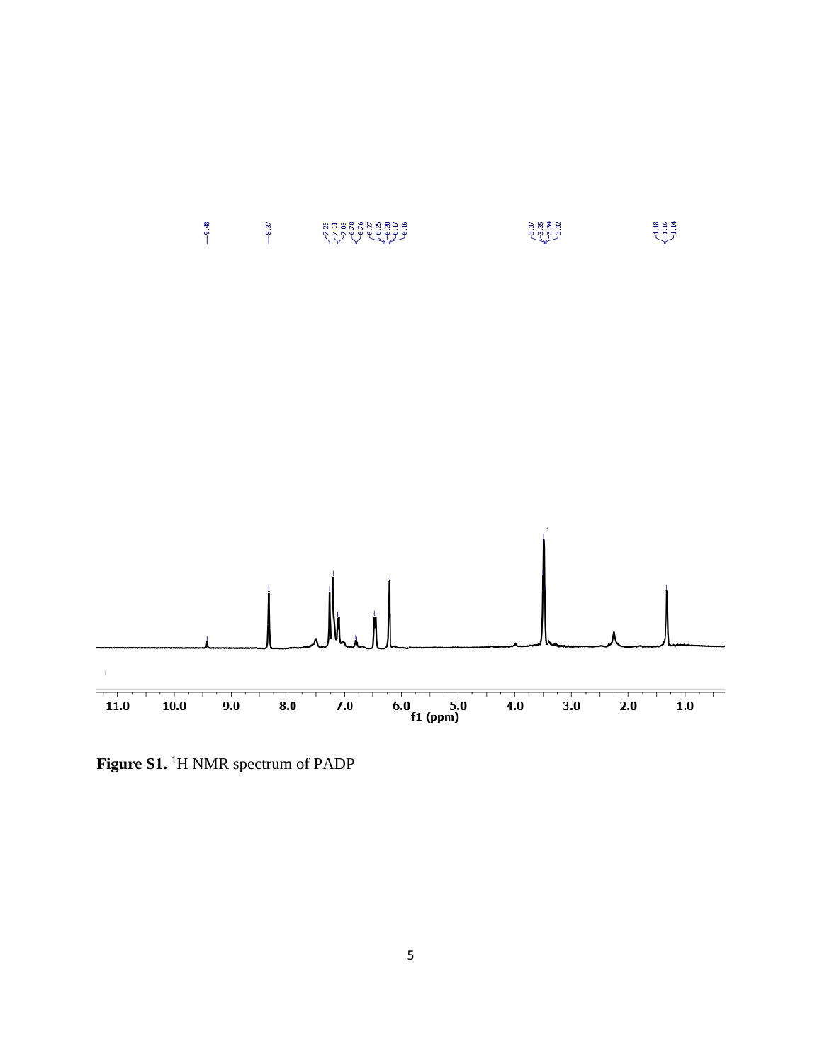**Figure S1.** $^1$H NMR spectrum of PADP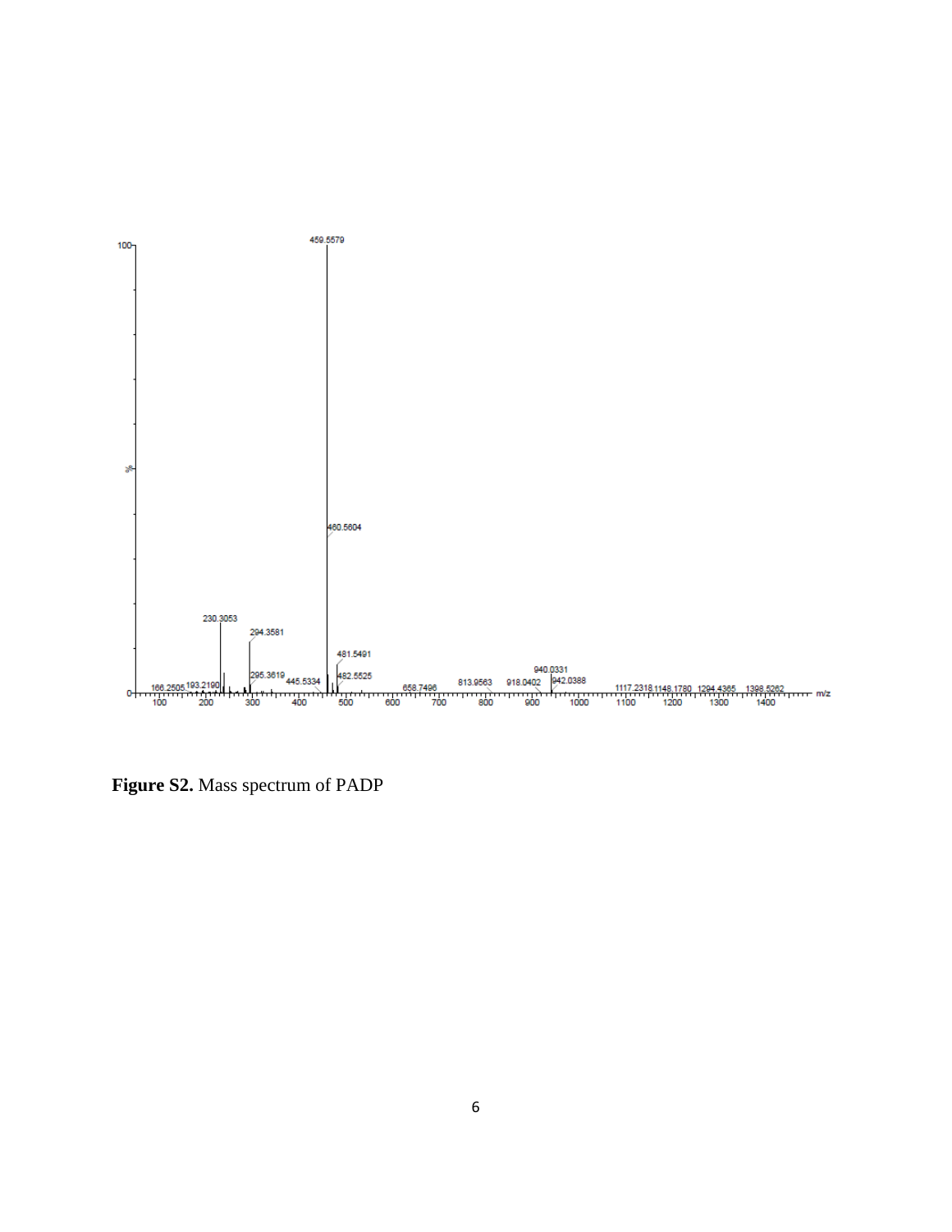**Figure S2.** Mass spectrum of PADP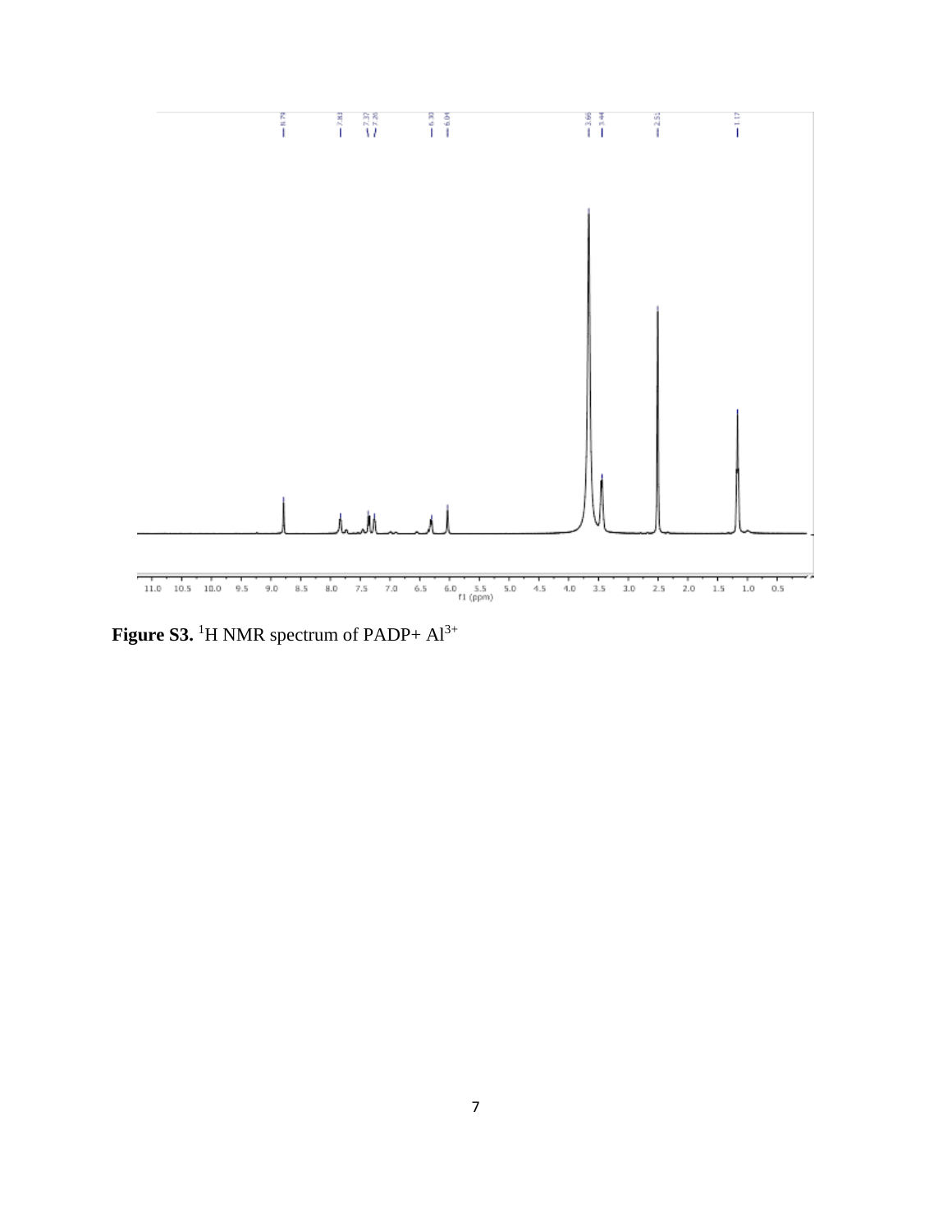**Figure S3.** $^{1}H$ NMR spectrum of PADP+ $Al^{3+}$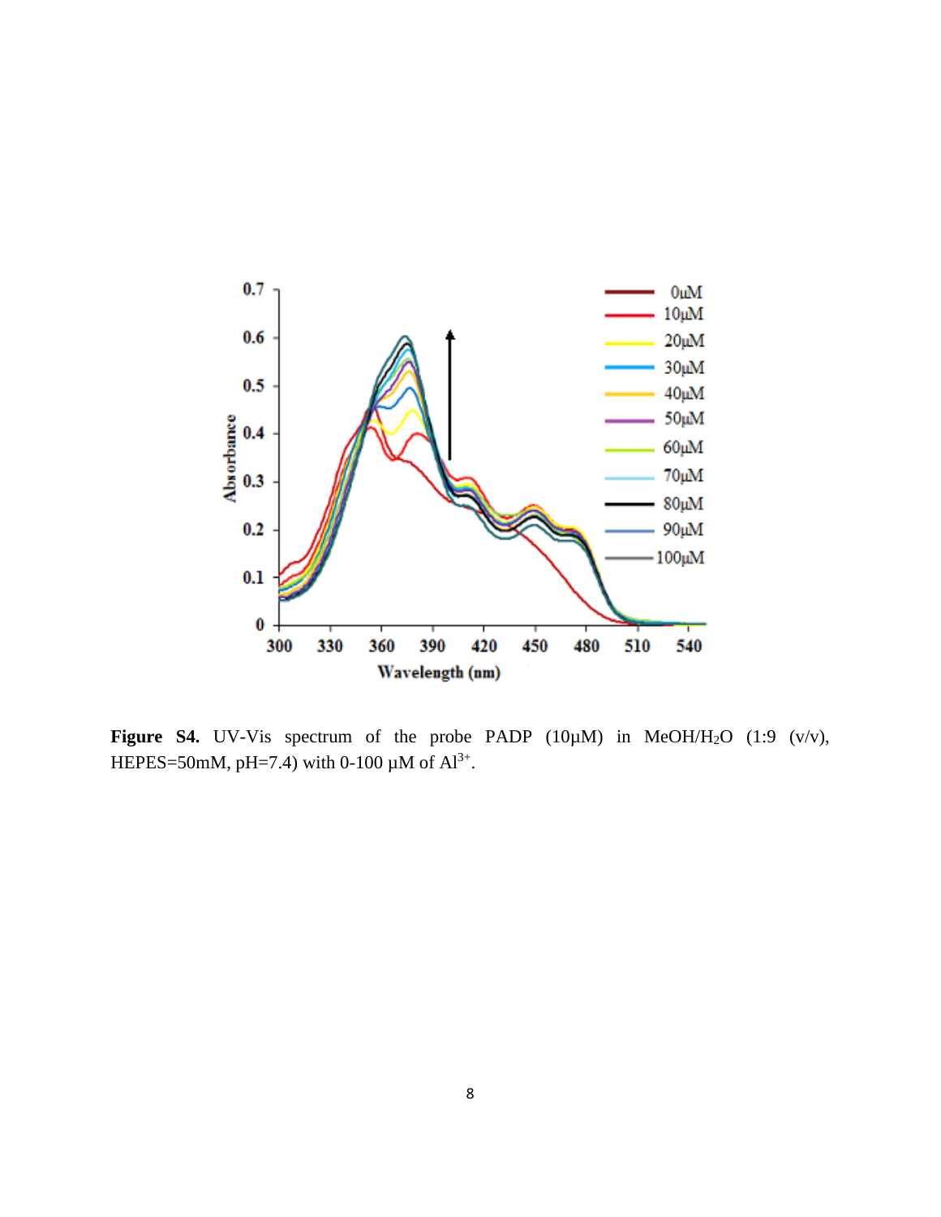**Figure S4.** UV-Vis spectrum of the probe PADP (10μM) in MeOH/$H_2O$ (1:9 (v/v), HEPES=50mM, pH=7.4) with 0-100 μM of $Al^{3+}$.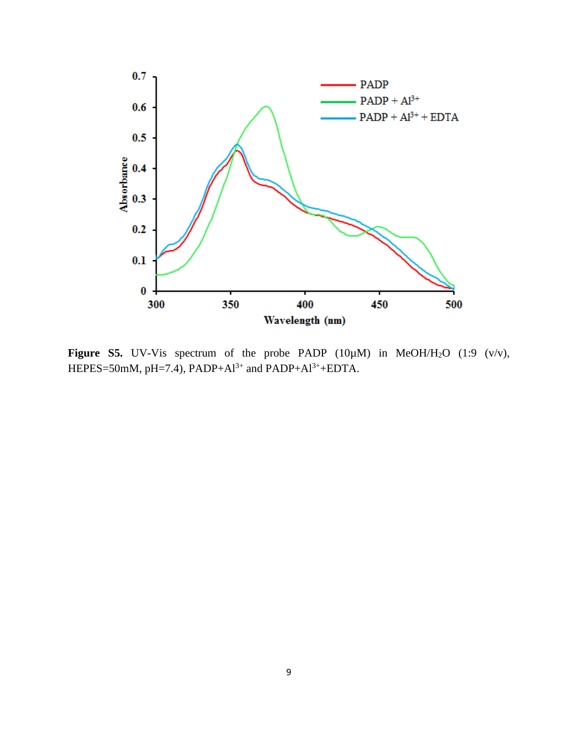**Figure S5.** UV-Vis spectrum of the probe PADP (10μM) in MeOH/$H_2O$ (1:9 (v/v), HEPES=50mM, pH=7.4), PADP+$Al^{3+}$ and PADP+$Al^{3+}$+EDTA.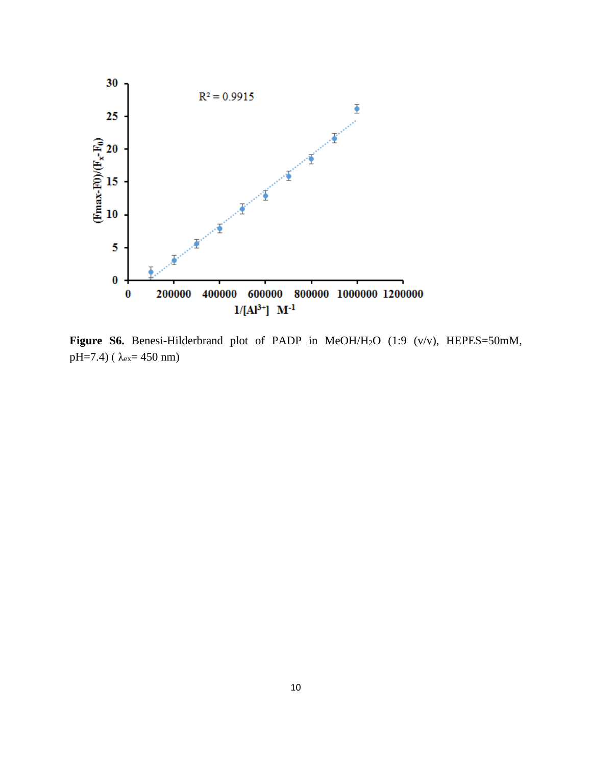**Figure S6.** Benesi-Hilderbrand plot of PADP in MeOH/$H_2O$ (1:9 (v/v), HEPES=50mM, pH=7.4) ( $\lambda_{ex}$= 450 nm)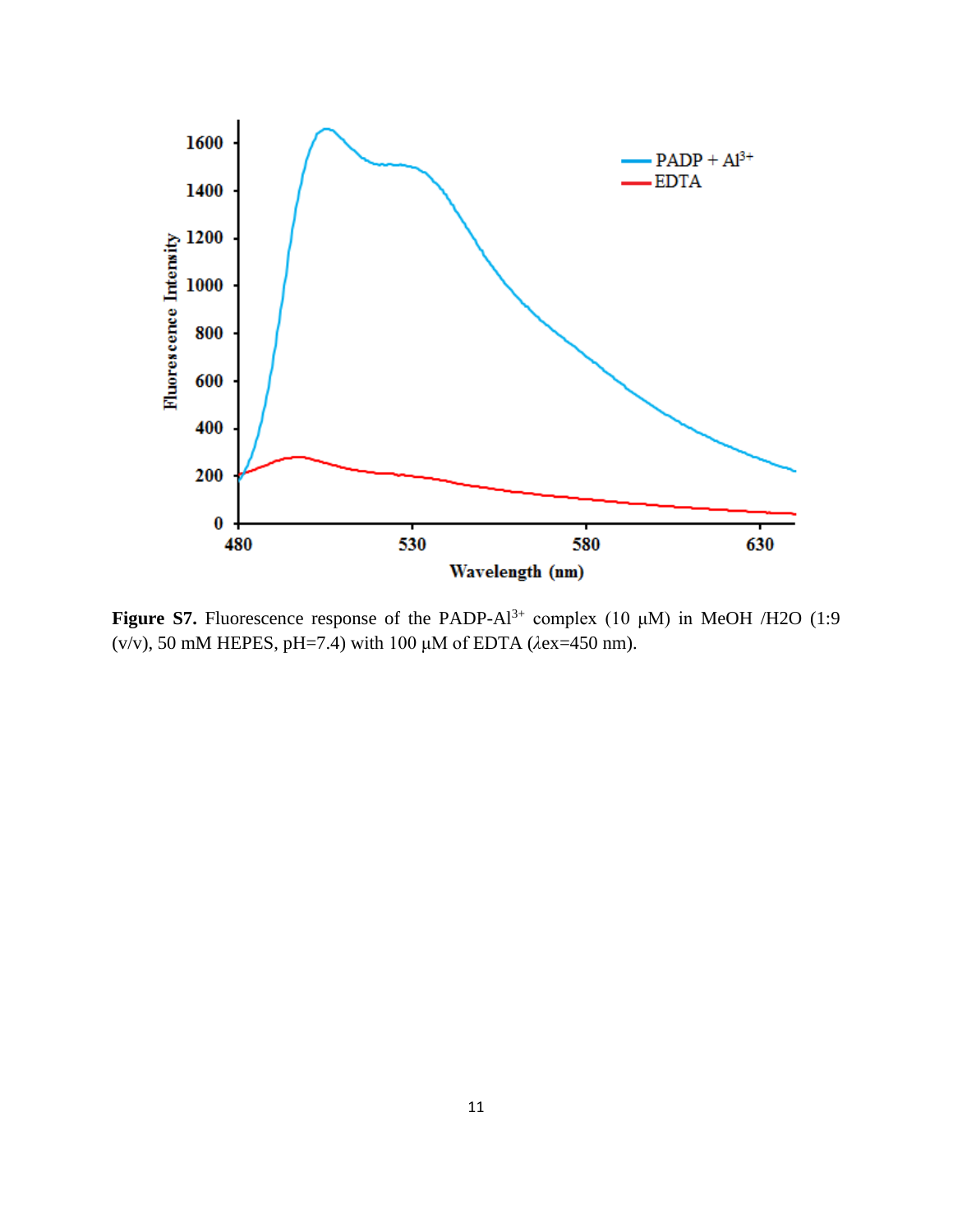**Figure S7.** Fluorescence response of the PADP-$Al^{3+}$ complex (10 μM) in MeOH /H2O (1:9 (v/v), 50 mM HEPES, pH=7.4) with 100 μM of EDTA ($\lambda$ex=450 nm).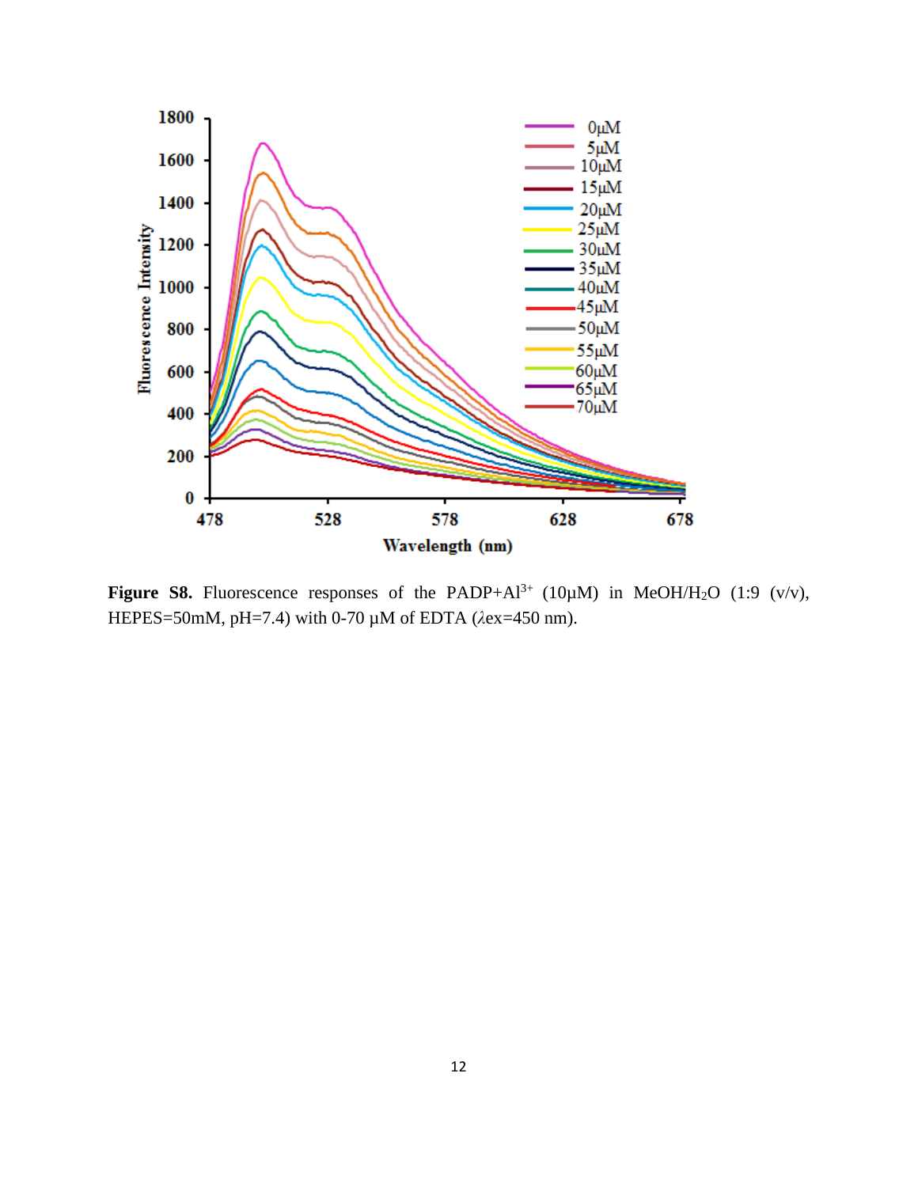**Figure S8.** Fluorescence responses of the PADP+$Al^{3+}$ (10μM) in MeOH/$H_2O$ (1:9 (v/v), HEPES=50mM, pH=7.4) with 0-70 μM of EDTA ($\lambda$ex=450 nm).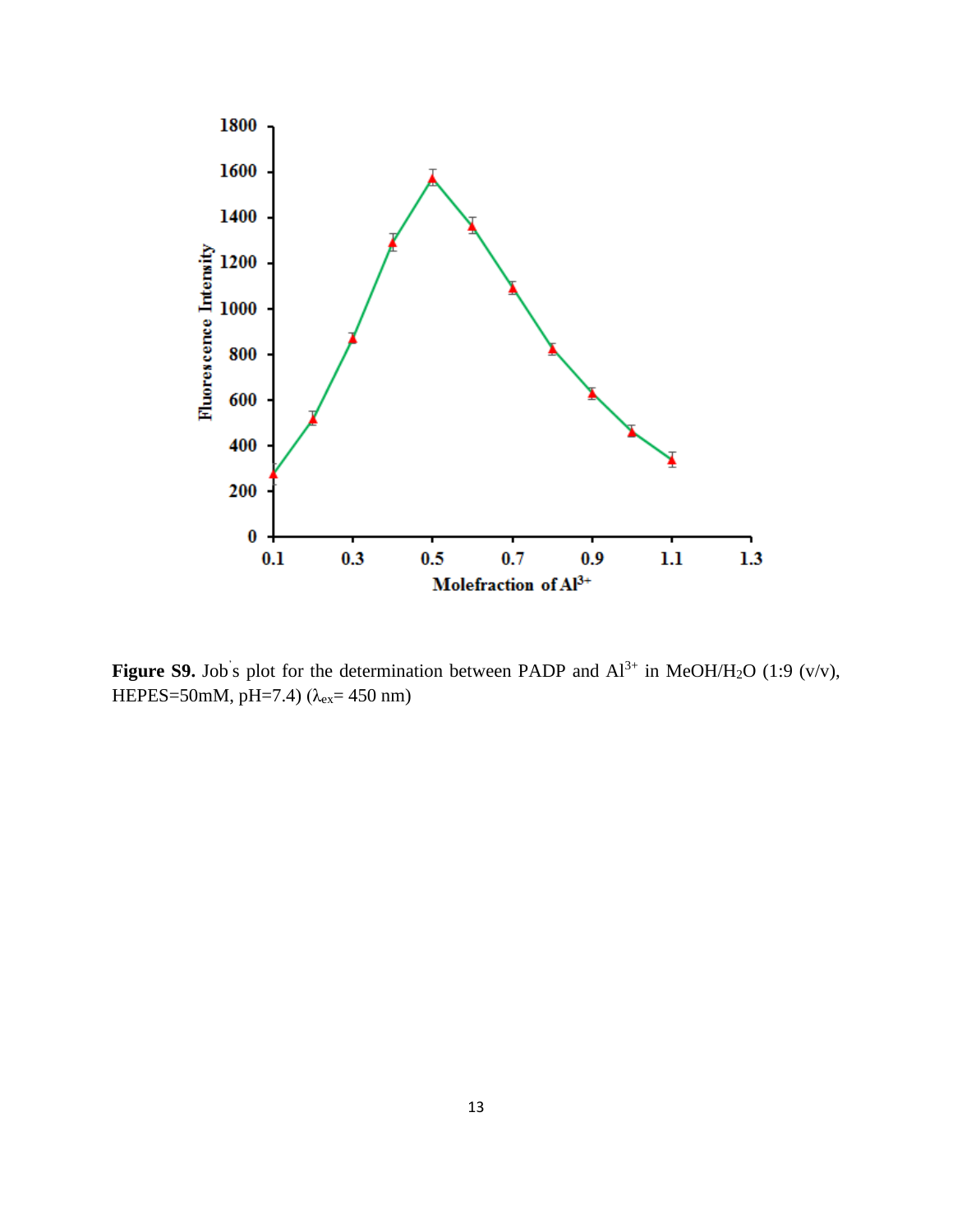**Figure S9.** Job's plot for the determination between PADP and $Al^{3+}$ in MeOH/$H_2O$ (1:9 (v/v), HEPES=50mM, pH=7.4) ($\lambda_{ex}$= 450 nm)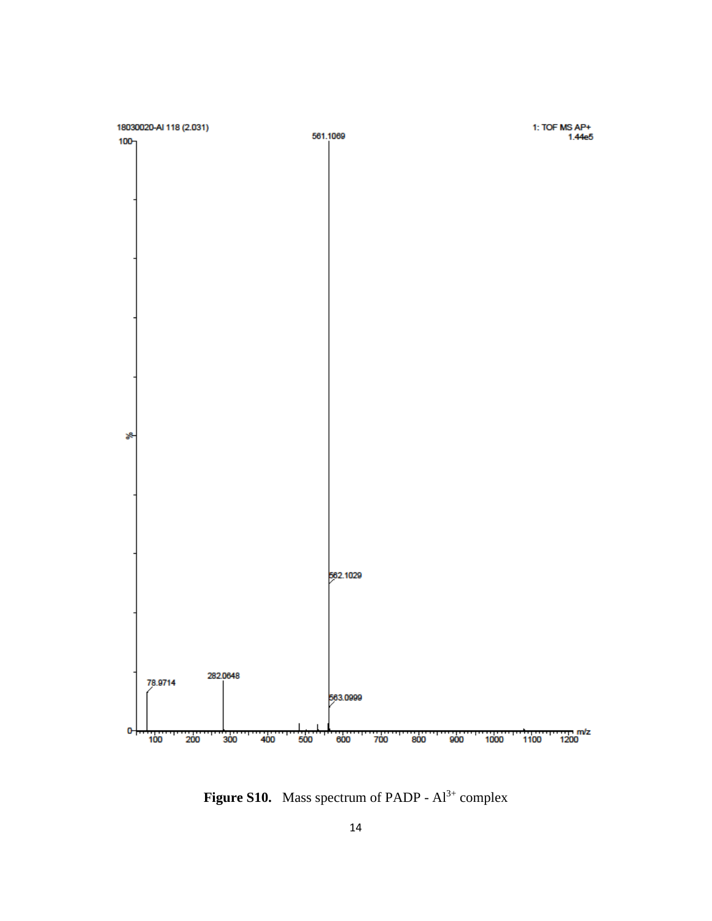18030020-Al 118 (2.031)

1: TOF MS AP+
1.44e5

561.1069

562.1029

563.0999

282.0648

78.9714

**Figure S10.** Mass spectrum of PADP - $Al^{3+}$ complex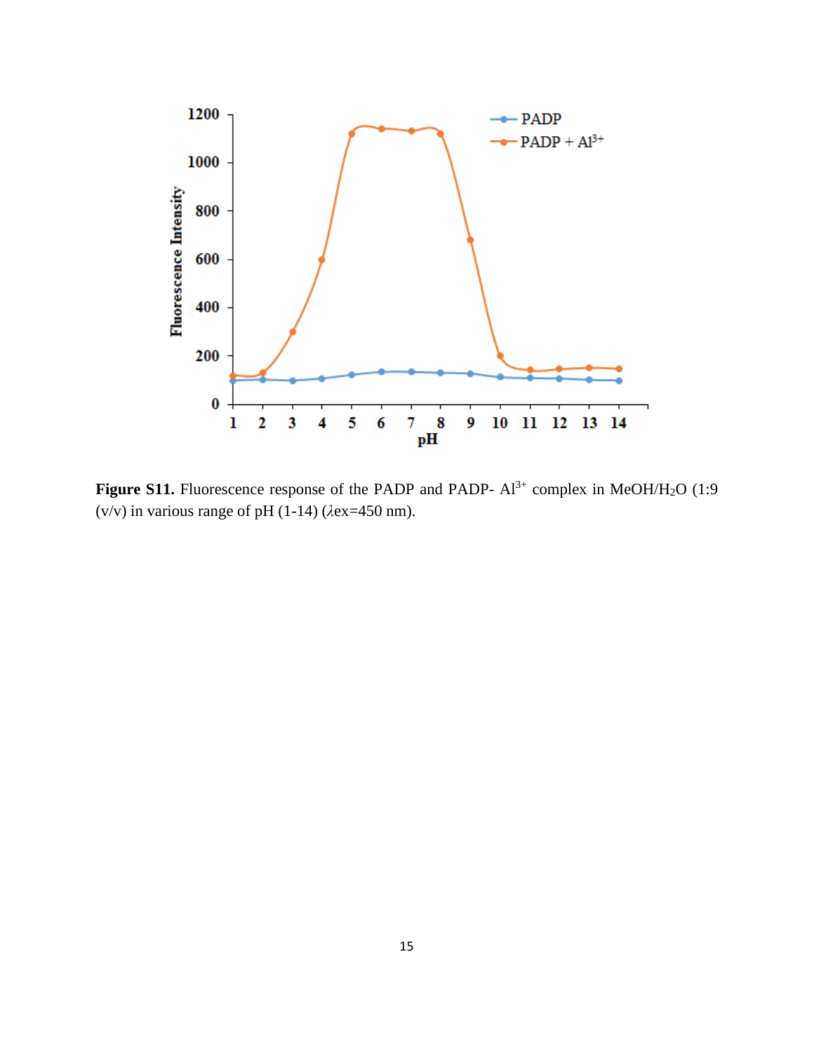**Figure S11.** Fluorescence response of the PADP and PADP- $Al^{3+}$ complex in MeOH/$H_2O$ (1:9 (v/v) in various range of pH (1-14) ($\lambda$ex=450 nm).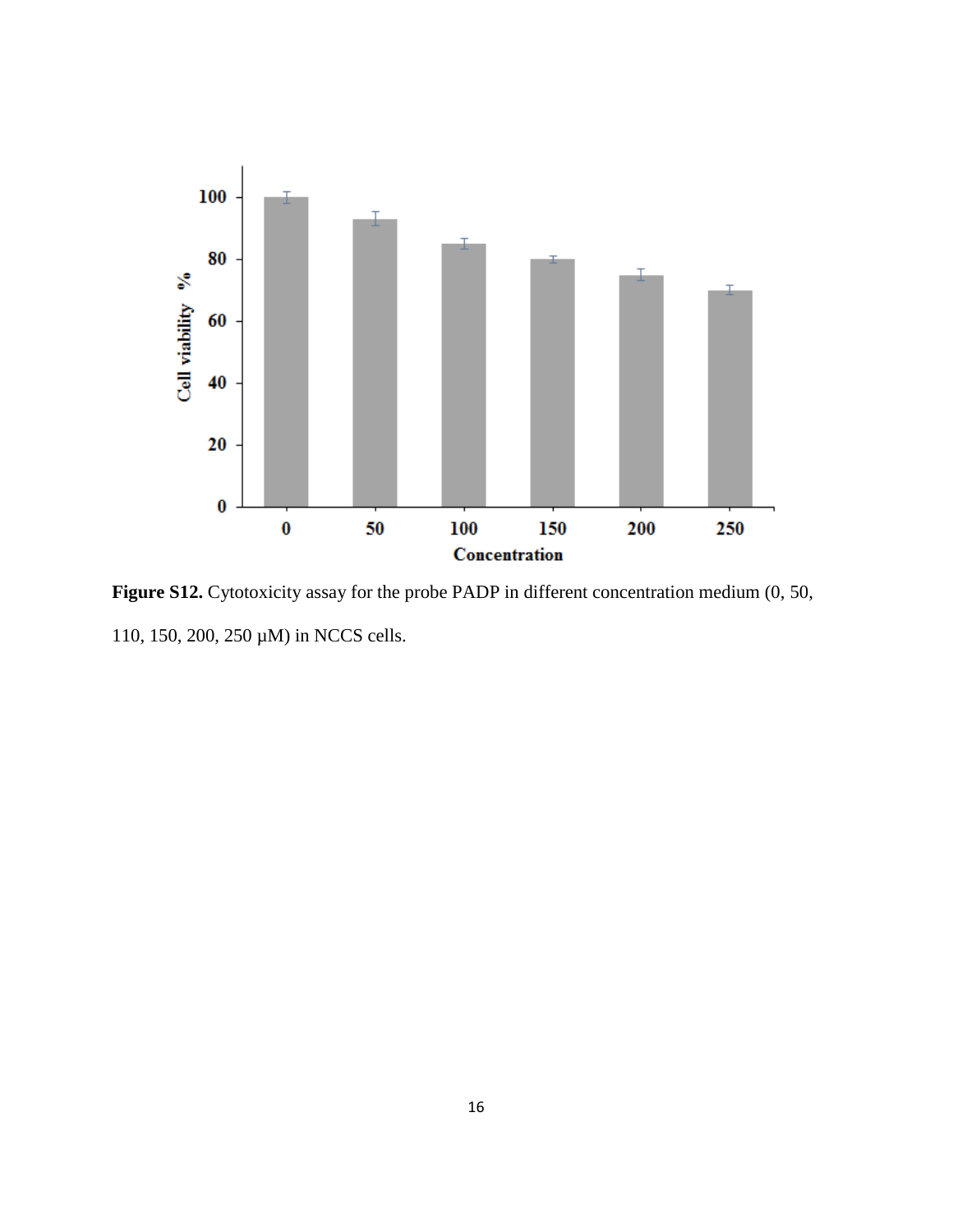**Figure S12.** Cytotoxicity assay for the probe PADP in different concentration medium (0, 50, 110, 150, 200, 250 µM) in NCCS cells.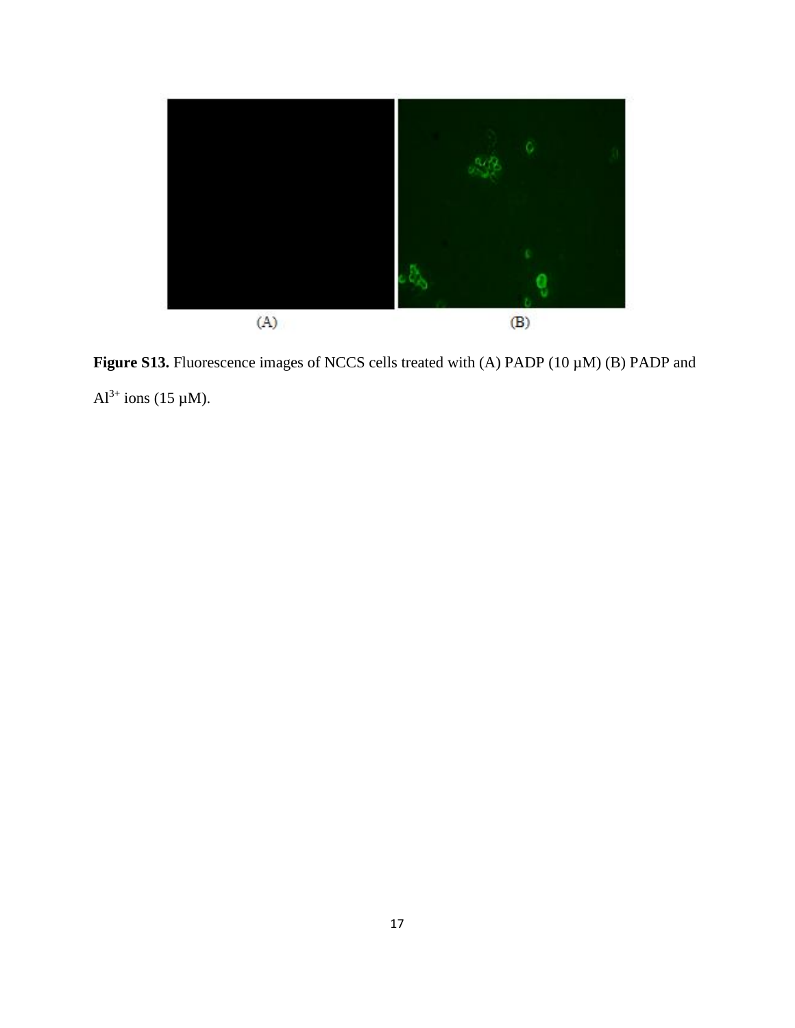(A) (B)

**Figure S13.** Fluorescence images of NCCS cells treated with (A) PADP (10 µM) (B) PADP and $Al^{3+}$ ions (15 µM).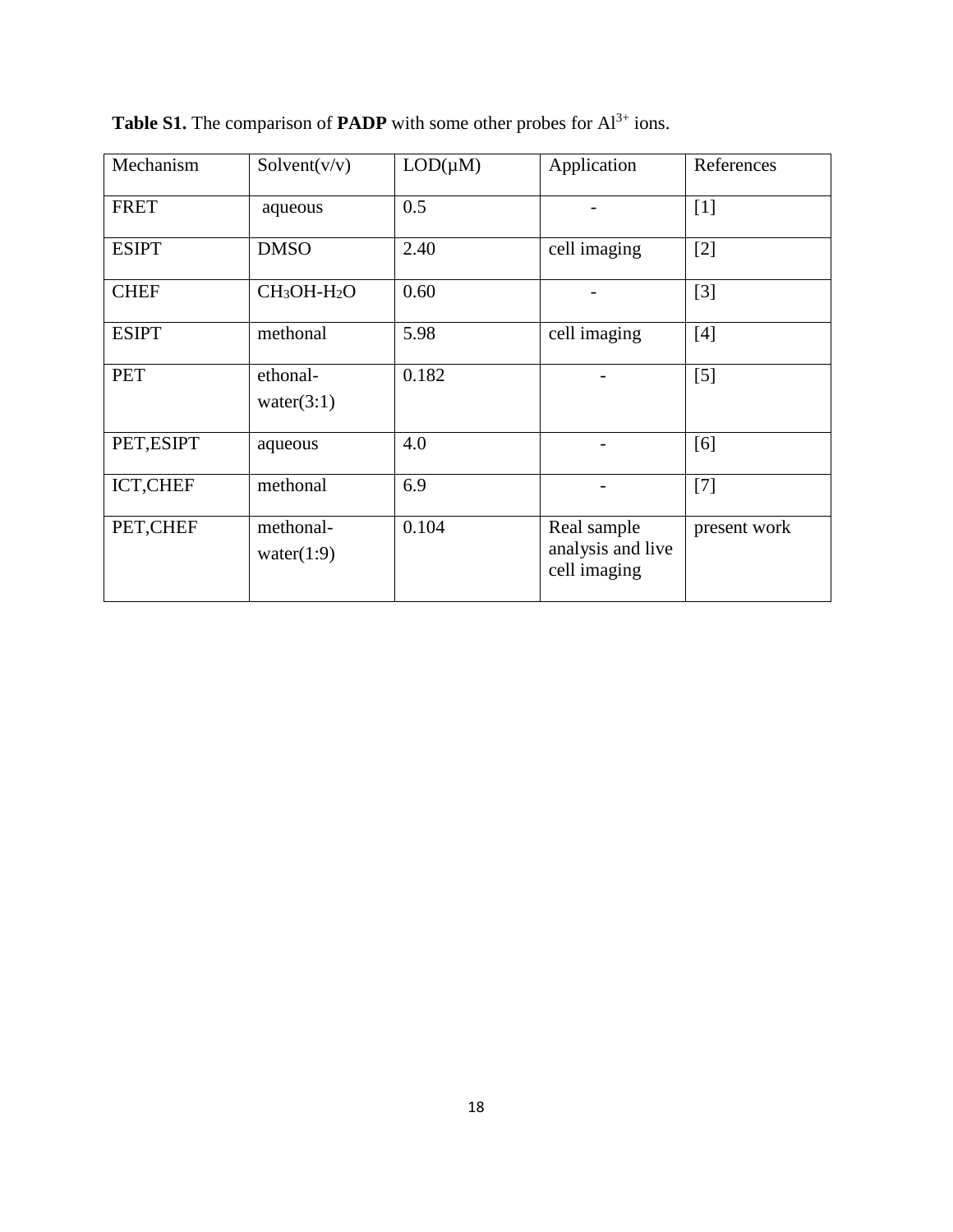**Table S1.** The comparison of **PADP** with some other probes for $Al^{3+}$ ions.

| Mechanism | Solvent(v/v) | LOD(μM) | Application | References |
|---|---|---|---|---|
| FRET | aqueous | 0.5 | - | [1] |
| ESIPT | DMSO | 2.40 | cell imaging | [2] |
| CHEF | $CH_3OH$-$H_2O$ | 0.60 | - | [3] |
| ESIPT | methonal | 5.98 | cell imaging | [4] |
| PET | ethonal-water(3:1) | 0.182 | - | [5] |
| PET,ESIPT | aqueous | 4.0 | - | [6] |
| ICT,CHEF | methonal | 6.9 | - | [7] |
| PET,CHEF | methonal-water(1:9) | 0.104 | Real sample analysis and live cell imaging | present work |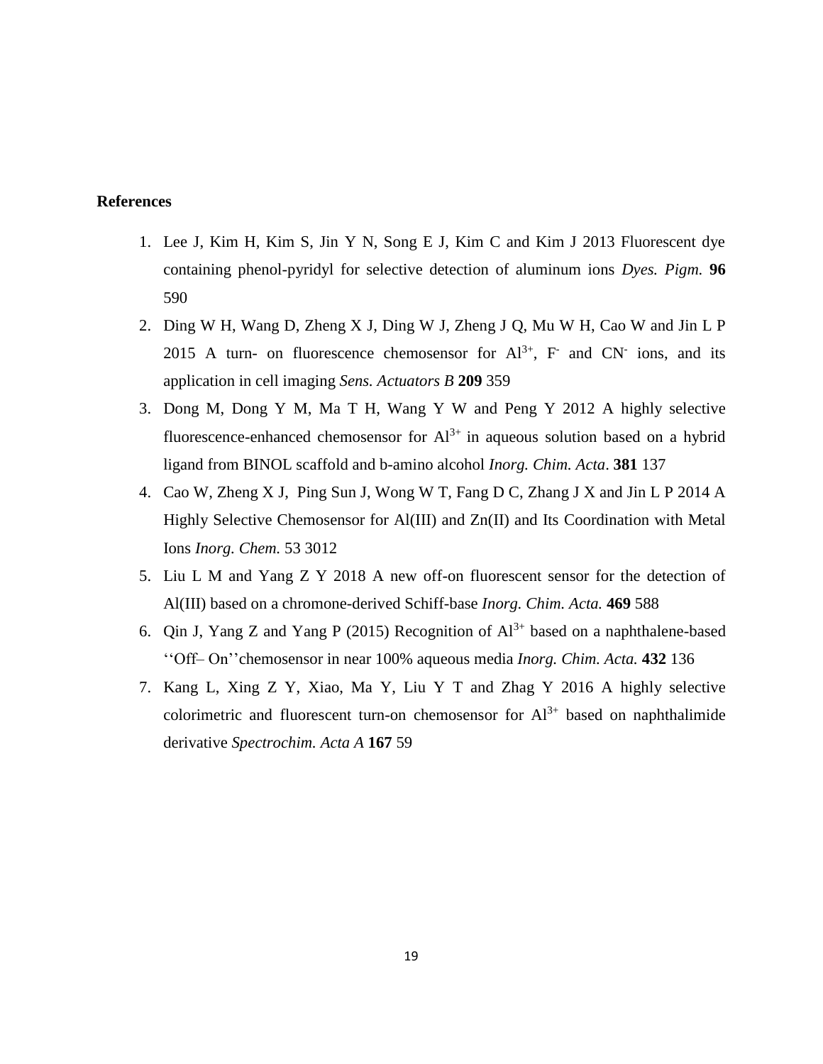**References**

1. Lee J, Kim H, Kim S, Jin Y N, Song E J, Kim C and Kim J 2013 Fluorescent dye containing phenol-pyridyl for selective detection of aluminum ions *Dyes. Pigm.* **96** 590
2. Ding W H, Wang D, Zheng X J, Ding W J, Zheng J Q, Mu W H, Cao W and Jin L P 2015 A turn- on fluorescence chemosensor for $Al^{3+}$, $F^-$ and $CN^-$ ions, and its application in cell imaging *Sens. Actuators B* **209** 359
3. Dong M, Dong Y M, Ma T H, Wang Y W and Peng Y 2012 A highly selective fluorescence-enhanced chemosensor for $Al^{3+}$ in aqueous solution based on a hybrid ligand from BINOL scaffold and b-amino alcohol *Inorg. Chim. Acta*. **381** 137
4. Cao W, Zheng X J, Ping Sun J, Wong W T, Fang D C, Zhang J X and Jin L P 2014 A Highly Selective Chemosensor for Al(III) and Zn(II) and Its Coordination with Metal Ions *Inorg. Chem.* 53 3012
5. Liu L M and Yang Z Y 2018 A new off-on fluorescent sensor for the detection of Al(III) based on a chromone-derived Schiff-base *Inorg. Chim. Acta.* **469** 588
6. Qin J, Yang Z and Yang P (2015) Recognition of $Al^{3+}$ based on a naphthalene-based ‘‘Off– On’’chemosensor in near 100% aqueous media *Inorg. Chim. Acta.* **432** 136
7. Kang L, Xing Z Y, Xiao, Ma Y, Liu Y T and Zhag Y 2016 A highly selective colorimetric and fluorescent turn-on chemosensor for $Al^{3+}$ based on naphthalimide derivative *Spectrochim. Acta A* **167** 59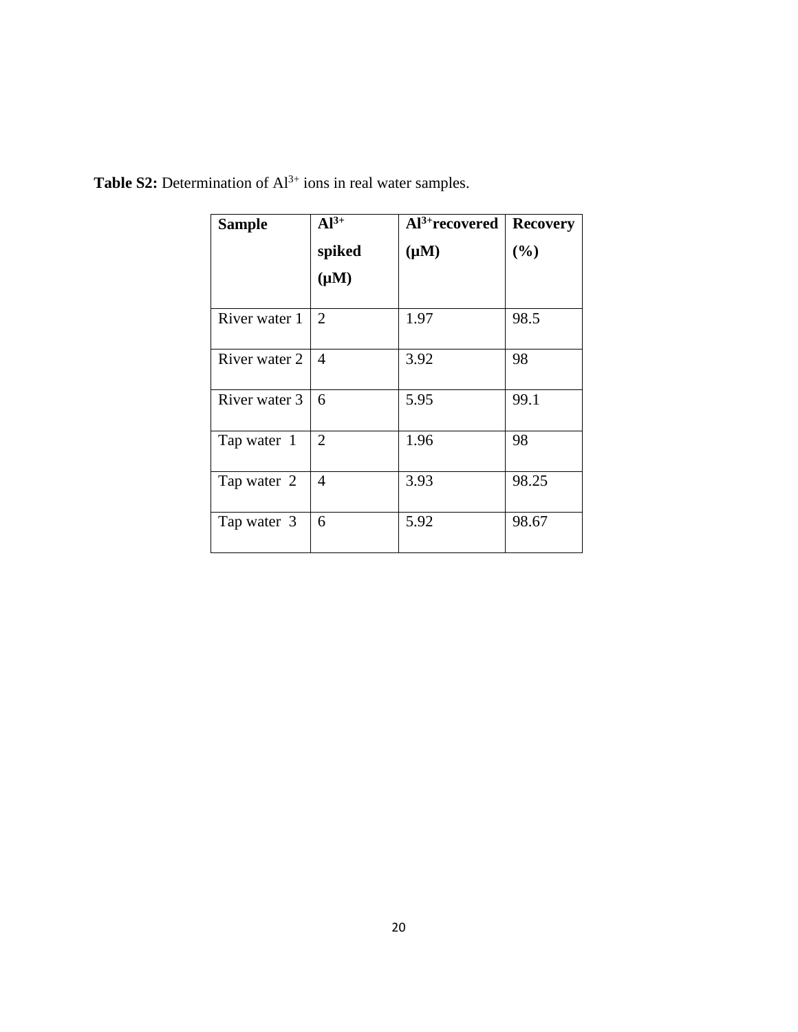**Table S2:** Determination of $Al^{3+}$ ions in real water samples.

| Sample | $Al^{3+}$ spiked (μM) | $Al^{3+}$recovered (μM) | Recovery (%) |
|---|---|---|---|
| River water 1 | 2 | 1.97 | 98.5 |
| River water 2 | 4 | 3.92 | 98 |
| River water 3 | 6 | 5.95 | 99.1 |
| Tap water 1 | 2 | 1.96 | 98 |
| Tap water 2 | 4 | 3.93 | 98.25 |
| Tap water 3 | 6 | 5.92 | 98.67 |